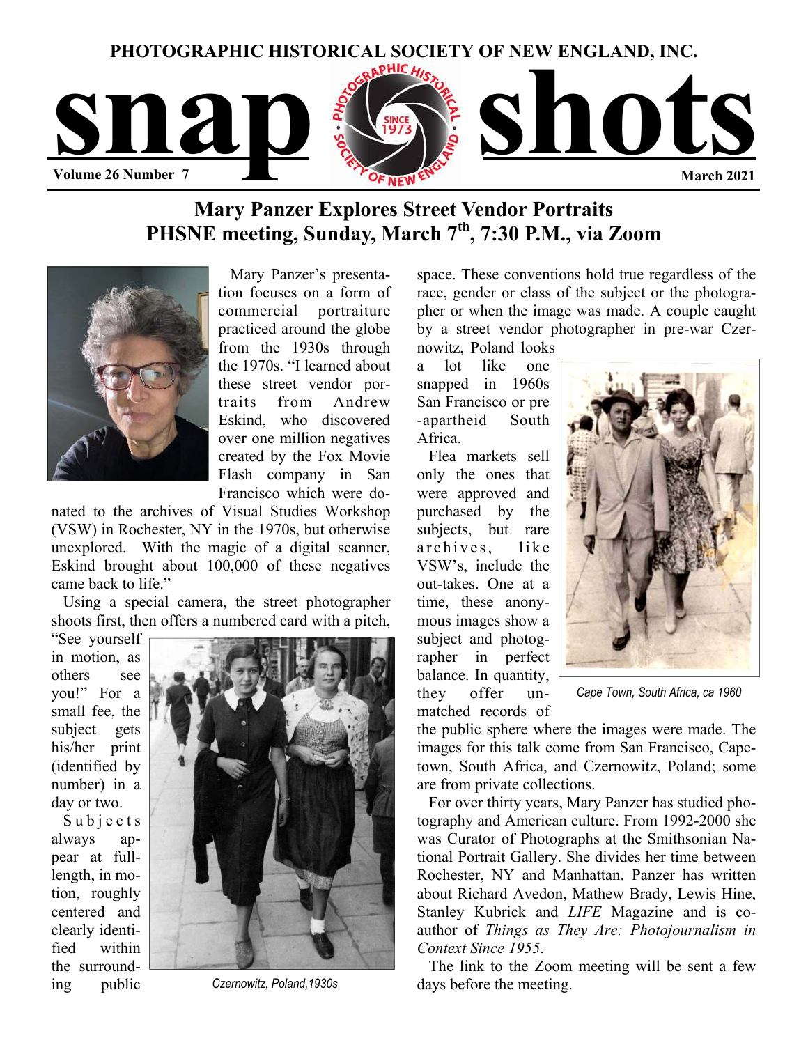PHOTOGRAPHIC HISTORICAL SOCIETY OF NEW ENGLAND, INC.

# snap shots

Volume 26 Number 7 — March 2021

## Mary Panzer Explores Street Vendor Portraits
## PHSNE meeting, Sunday, March 7th, 7:30 P.M., via Zoom

Mary Panzer's presentation focuses on a form of commercial portraiture practiced around the globe from the 1930s through the 1970s. "I learned about these street vendor portraits from Andrew Eskind, who discovered over one million negatives created by the Fox Movie Flash company in San Francisco which were donated to the archives of Visual Studies Workshop (VSW) in Rochester, NY in the 1970s, but otherwise unexplored. With the magic of a digital scanner, Eskind brought about 100,000 of these negatives came back to life."

Using a special camera, the street photographer shoots first, then offers a numbered card with a pitch, "See yourself in motion, as others see you!" For a small fee, the subject gets his/her print (identified by number) in a day or two.

Subjects always appear at full-length, in motion, roughly centered and clearly identified within the surrounding public space. These conventions hold true regardless of the race, gender or class of the subject or the photographer or when the image was made. A couple caught by a street vendor photographer in pre-war Czernowitz, Poland looks a lot like one snapped in 1960s San Francisco or pre-apartheid South Africa.

*Czernowitz, Poland,1930s*

Flea markets sell only the ones that were approved and purchased by the subjects, but rare archives, like VSW's, include the out-takes. One at a time, these anonymous images show a subject and photographer in perfect balance. In quantity, they offer unmatched records of the public sphere where the images were made. The images for this talk come from San Francisco, Capetown, South Africa, and Czernowitz, Poland; some are from private collections.

*Cape Town, South Africa, ca 1960*

For over thirty years, Mary Panzer has studied photography and American culture. From 1992-2000 she was Curator of Photographs at the Smithsonian National Portrait Gallery. She divides her time between Rochester, NY and Manhattan. Panzer has written about Richard Avedon, Mathew Brady, Lewis Hine, Stanley Kubrick and *LIFE* Magazine and is co-author of *Things as They Are: Photojournalism in Context Since 1955*.

The link to the Zoom meeting will be sent a few days before the meeting.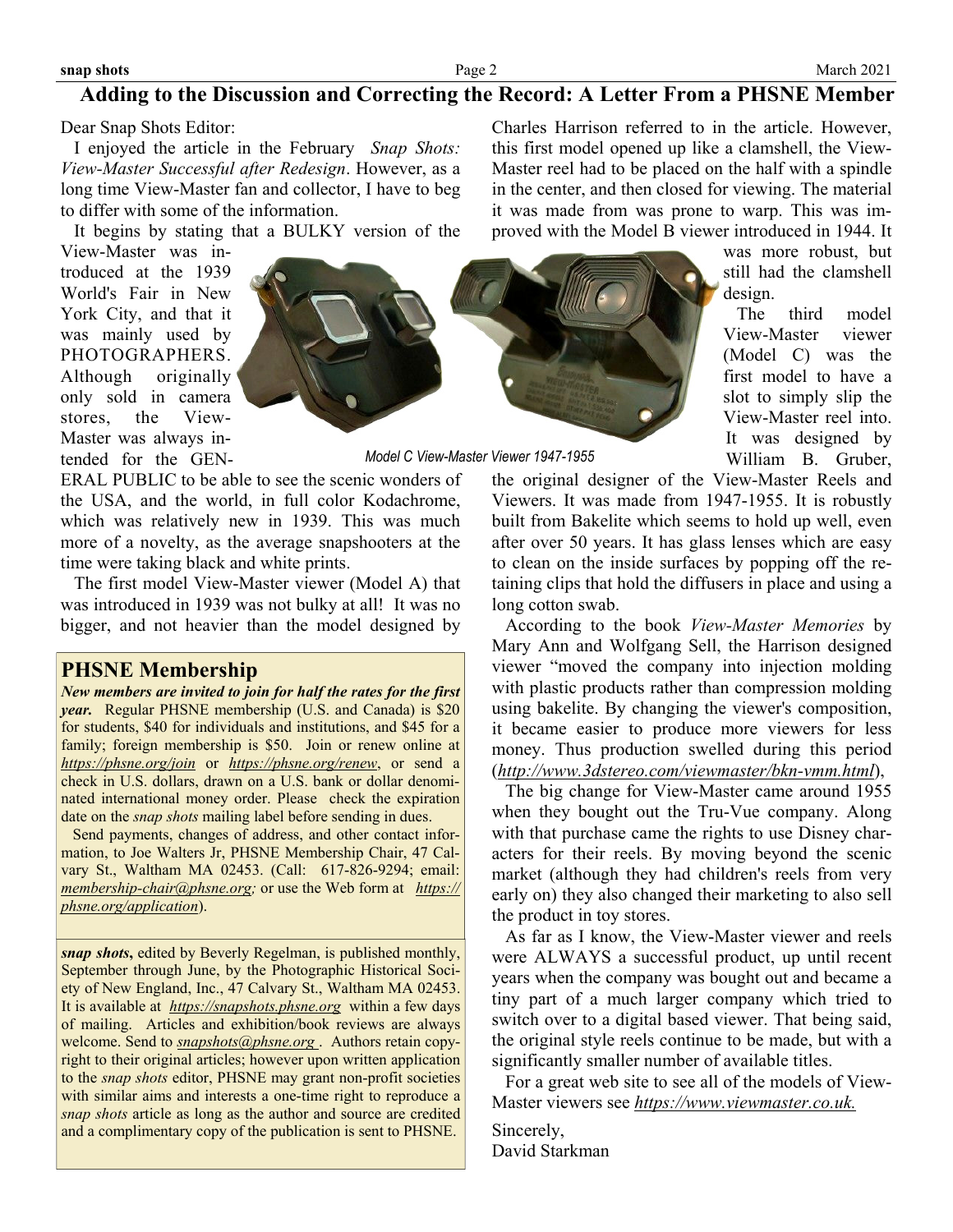## Adding to the Discussion and Correcting the Record: A Letter From a PHSNE Member

Dear Snap Shots Editor:

I enjoyed the article in the February *Snap Shots: View-Master Successful after Redesign*. However, as a long time View-Master fan and collector, I have to beg to differ with some of the information.

It begins by stating that a BULKY version of the View-Master was introduced at the 1939 World's Fair in New York City, and that it was mainly used by PHOTOGRAPHERS. Although originally only sold in camera stores, the View-Master was always intended for the GENERAL PUBLIC to be able to see the scenic wonders of the USA, and the world, in full color Kodachrome, which was relatively new in 1939. This was much more of a novelty, as the average snapshooters at the time were taking black and white prints.

The first model View-Master viewer (Model A) that was introduced in 1939 was not bulky at all! It was no bigger, and not heavier than the model designed by Charles Harrison referred to in the article. However, this first model opened up like a clamshell, the View-Master reel had to be placed on the half with a spindle in the center, and then closed for viewing. The material it was made from was prone to warp. This was improved with the Model B viewer introduced in 1944. It was more robust, but still had the clamshell design.

*Model C View-Master Viewer 1947-1955*

The third model View-Master viewer (Model C) was the first model to have a slot to simply slip the View-Master reel into. It was designed by William B. Gruber, the original designer of the View-Master Reels and Viewers. It was made from 1947-1955. It is robustly built from Bakelite which seems to hold up well, even after over 50 years. It has glass lenses which are easy to clean on the inside surfaces by popping off the retaining clips that hold the diffusers in place and using a long cotton swab.

According to the book *View-Master Memories* by Mary Ann and Wolfgang Sell, the Harrison designed viewer "moved the company into injection molding with plastic products rather than compression molding using bakelite. By changing the viewer's composition, it became easier to produce more viewers for less money. Thus production swelled during this period (*http://www.3dstereo.com/viewmaster/bkn-vmm.html*),

The big change for View-Master came around 1955 when they bought out the Tru-Vue company. Along with that purchase came the rights to use Disney characters for their reels. By moving beyond the scenic market (although they had children's reels from very early on) they also changed their marketing to also sell the product in toy stores.

As far as I know, the View-Master viewer and reels were ALWAYS a successful product, up until recent years when the company was bought out and became a tiny part of a much larger company which tried to switch over to a digital based viewer. That being said, the original style reels continue to be made, but with a significantly smaller number of available titles.

For a great web site to see all of the models of View-Master viewers see *https://www.viewmaster.co.uk.*

Sincerely,
David Starkman

---

## PHSNE Membership

***New members are invited to join for half the rates for the first year.*** Regular PHSNE membership (U.S. and Canada) is $20 for students, $40 for individuals and institutions, and $45 for a family; foreign membership is $50. Join or renew online at *https://phsne.org/join* or *https://phsne.org/renew*, or send a check in U.S. dollars, drawn on a U.S. bank or dollar denominated international money order. Please check the expiration date on the *snap shots* mailing label before sending in dues.

Send payments, changes of address, and other contact information, to Joe Walters Jr, PHSNE Membership Chair, 47 Calvary St., Waltham MA 02453. (Call: 617-826-9294; email: *membership-chair@phsne.org;* or use the Web form at *https://phsne.org/application*).

---

***snap shots***, edited by Beverly Regelman, is published monthly, September through June, by the Photographic Historical Society of New England, Inc., 47 Calvary St., Waltham MA 02453. It is available at *https://snapshots.phsne.org* within a few days of mailing. Articles and exhibition/book reviews are always welcome. Send to *snapshots@phsne.org* . Authors retain copyright to their original articles; however upon written application to the *snap shots* editor, PHSNE may grant non-profit societies with similar aims and interests a one-time right to reproduce a *snap shots* article as long as the author and source are credited and a complimentary copy of the publication is sent to PHSNE.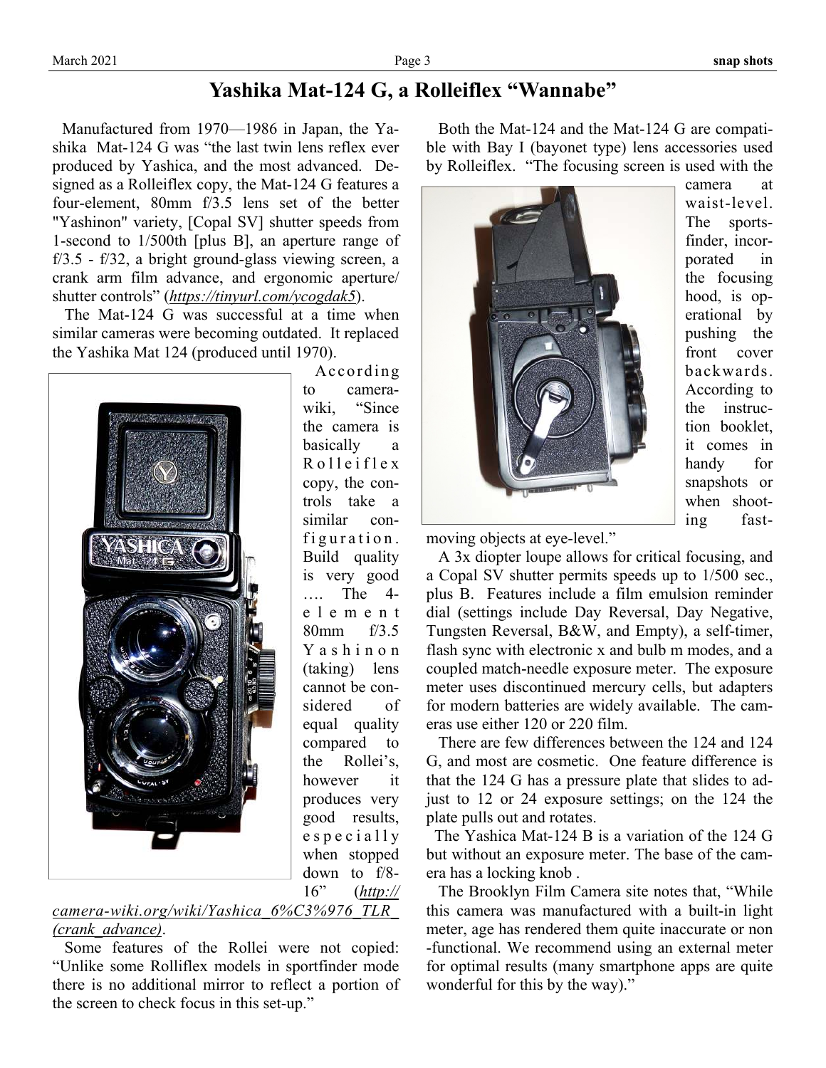# Yashika Mat-124 G, a Rolleiflex "Wannabe"

Manufactured from 1970—1986 in Japan, the Yashika Mat-124 G was "the last twin lens reflex ever produced by Yashica, and the most advanced. Designed as a Rolleiflex copy, the Mat-124 G features a four-element, 80mm f/3.5 lens set of the better "Yashinon" variety, [Copal SV] shutter speeds from 1-second to 1/500th [plus B], an aperture range of f/3.5 - f/32, a bright ground-glass viewing screen, a crank arm film advance, and ergonomic aperture/shutter controls" (*https://tinyurl.com/ycogdak5*).

The Mat-124 G was successful at a time when similar cameras were becoming outdated. It replaced the Yashika Mat 124 (produced until 1970).

According to camera-wiki, "Since the camera is basically a Rolleiflex copy, the controls take a similar configuration. Build quality is very good …. The 4-element 80mm f/3.5 Yashinon (taking) lens cannot be considered of equal quality compared to the Rollei's, however it produces very good results, especially when stopped down to f/8-16" (*http://camera-wiki.org/wiki/Yashica_6%C3%976_TLR_(crank_advance)*.

Some features of the Rollei were not copied: "Unlike some Rolliflex models in sportfinder mode there is no additional mirror to reflect a portion of the screen to check focus in this set-up."

Both the Mat-124 and the Mat-124 G are compatible with Bay I (bayonet type) lens accessories used by Rolleiflex. "The focusing screen is used with the camera at waist-level. The sportsfinder, incorporated in the focusing hood, is operational by pushing the front cover backwards. According to the instruction booklet, it comes in handy for snapshots or when shooting fast-moving objects at eye-level."

A 3x diopter loupe allows for critical focusing, and a Copal SV shutter permits speeds up to 1/500 sec., plus B. Features include a film emulsion reminder dial (settings include Day Reversal, Day Negative, Tungsten Reversal, B&W, and Empty), a self-timer, flash sync with electronic x and bulb m modes, and a coupled match-needle exposure meter. The exposure meter uses discontinued mercury cells, but adapters for modern batteries are widely available. The cameras use either 120 or 220 film.

There are few differences between the 124 and 124 G, and most are cosmetic. One feature difference is that the 124 G has a pressure plate that slides to adjust to 12 or 24 exposure settings; on the 124 the plate pulls out and rotates.

The Yashica Mat-124 B is a variation of the 124 G but without an exposure meter. The base of the camera has a locking knob .

The Brooklyn Film Camera site notes that, "While this camera was manufactured with a built-in light meter, age has rendered them quite inaccurate or non-functional. We recommend using an external meter for optimal results (many smartphone apps are quite wonderful for this by the way)."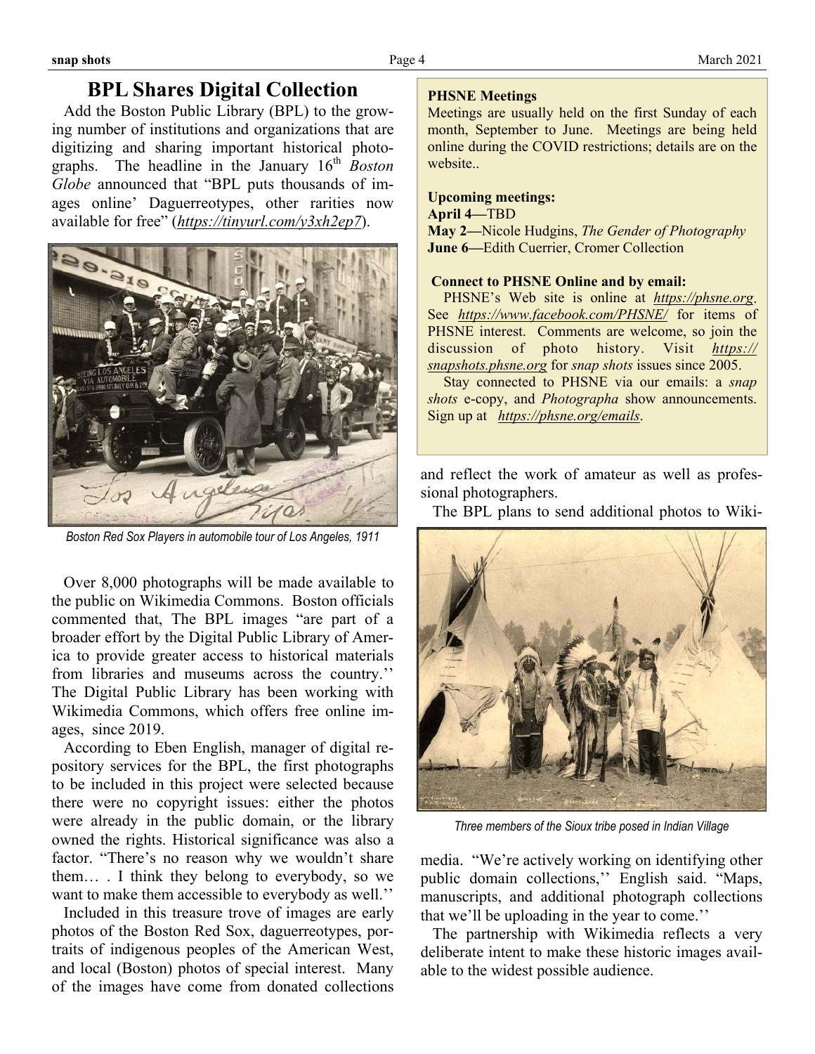# BPL Shares Digital Collection

Add the Boston Public Library (BPL) to the growing number of institutions and organizations that are digitizing and sharing important historical photographs. The headline in the January 16th *Boston Globe* announced that "BPL puts thousands of images online' Daguerreotypes, other rarities now available for free" (***https://tinyurl.com/y3xh2ep7***).

*Boston Red Sox Players in automobile tour of Los Angeles, 1911*

Over 8,000 photographs will be made available to the public on Wikimedia Commons. Boston officials commented that, The BPL images "are part of a broader effort by the Digital Public Library of America to provide greater access to historical materials from libraries and museums across the country.'' The Digital Public Library has been working with Wikimedia Commons, which offers free online images, since 2019.

According to Eben English, manager of digital repository services for the BPL, the first photographs to be included in this project were selected because there were no copyright issues: either the photos were already in the public domain, or the library owned the rights. Historical significance was also a factor. "There's no reason why we wouldn't share them… . I think they belong to everybody, so we want to make them accessible to everybody as well.''

Included in this treasure trove of images are early photos of the Boston Red Sox, daguerreotypes, portraits of indigenous peoples of the American West, and local (Boston) photos of special interest. Many of the images have come from donated collections and reflect the work of amateur as well as professional photographers.

The BPL plans to send additional photos to Wikimedia. "We're actively working on identifying other public domain collections,'' English said. "Maps, manuscripts, and additional photograph collections that we'll be uploading in the year to come.''

*Three members of the Sioux tribe posed in Indian Village*

The partnership with Wikimedia reflects a very deliberate intent to make these historic images available to the widest possible audience.

---

**PHSNE Meetings**

Meetings are usually held on the first Sunday of each month, September to June. Meetings are being held online during the COVID restrictions; details are on the website..

**Upcoming meetings:**

**April 4—**TBD

**May 2—**Nicole Hudgins, *The Gender of Photography*

**June 6—**Edith Cuerrier, Cromer Collection

**Connect to PHSNE Online and by email:**

PHSNE's Web site is online at ***https://phsne.org***. See ***https://www.facebook.com/PHSNE/*** for items of PHSNE interest. Comments are welcome, so join the discussion of photo history. Visit ***https://snapshots.phsne.org*** for *snap shots* issues since 2005.

Stay connected to PHSNE via our emails: a *snap shots* e-copy, and *Photographa* show announcements. Sign up at ***https://phsne.org/emails***.